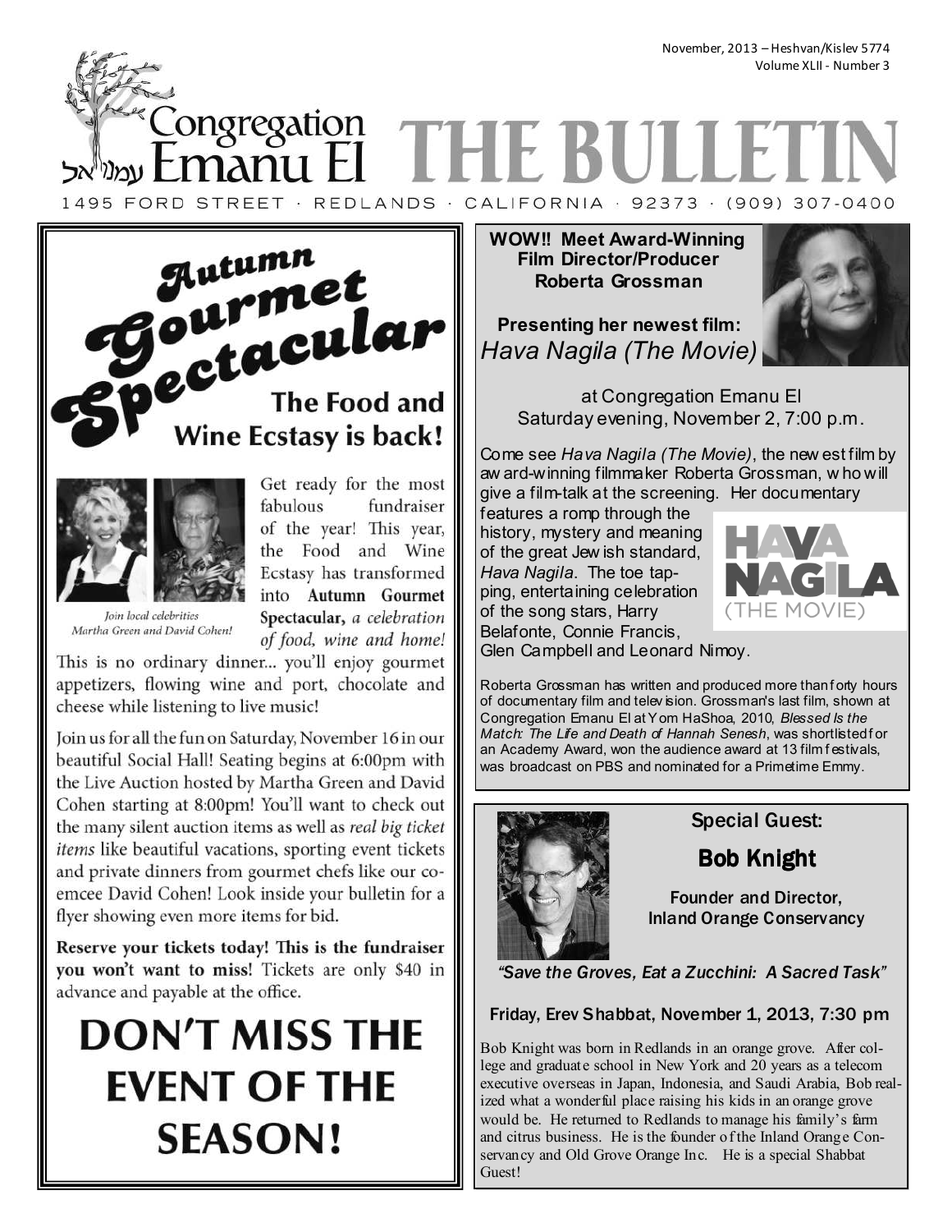November, 2013 – Heshvan/Kislev 5774
Volume XLII - Number 3

# Congregation Emanu El עמנו'אל — THE BULLETIN

1495 FORD STREET · REDLANDS · CALIFORNIA · 92373 · (909) 307-0400

## Autumn Gourmet Spectacular

### The Food and Wine Ecstasy is back!

*Join local celebrities Martha Green and David Cohen!*

Get ready for the most fabulous fundraiser of the year! This year, the Food and Wine Ecstasy has transformed into **Autumn Gourmet Spectacular,** *a celebration of food, wine and home!*

This is no ordinary dinner... you'll enjoy gourmet appetizers, flowing wine and port, chocolate and cheese while listening to live music!

Join us for all the fun on Saturday, November 16 in our beautiful Social Hall! Seating begins at 6:00pm with the Live Auction hosted by Martha Green and David Cohen starting at 8:00pm! You'll want to check out the many silent auction items as well as *real big ticket items* like beautiful vacations, sporting event tickets and private dinners from gourmet chefs like our co-emcee David Cohen! Look inside your bulletin for a flyer showing even more items for bid.

**Reserve your tickets today! This is the fundraiser you won't want to miss!** Tickets are only $40 in advance and payable at the office.

**DON'T MISS THE EVENT OF THE SEASON!**

---

**WOW!! Meet Award-Winning Film Director/Producer Roberta Grossman**

**Presenting her newest film:**
*Hava Nagila (The Movie)*

at Congregation Emanu El
Saturday evening, November 2, 7:00 p.m.

Come see *Hava Nagila (The Movie)*, the newest film by award-winning filmmaker Roberta Grossman, who will give a film-talk at the screening. Her documentary features a romp through the history, mystery and meaning of the great Jewish standard, *Hava Nagila*. The toe tapping, entertaining celebration of the song stars, Harry Belafonte, Connie Francis, Glen Campbell and Leonard Nimoy.

HAVA NAGILA (THE MOVIE)

Roberta Grossman has written and produced more than forty hours of documentary film and television. Grossman's last film, shown at Congregation Emanu El at Yom HaShoa, 2010, *Blessed Is the Match: The Life and Death of Hannah Senesh*, was shortlisted for an Academy Award, won the audience award at 13 film festivals, was broadcast on PBS and nominated for a Primetime Emmy.

---

Special Guest:

## Bob Knight

**Founder and Director, Inland Orange Conservancy**

***"Save the Groves, Eat a Zucchini: A Sacred Task"***

Friday, Erev Shabbat, November 1, 2013, 7:30 pm

Bob Knight was born in Redlands in an orange grove. After college and graduate school in New York and 20 years as a telecom executive overseas in Japan, Indonesia, and Saudi Arabia, Bob realized what a wonderful place raising his kids in an orange grove would be. He returned to Redlands to manage his family's farm and citrus business. He is the founder of the Inland Orange Conservancy and Old Grove Orange Inc. He is a special Shabbat Guest!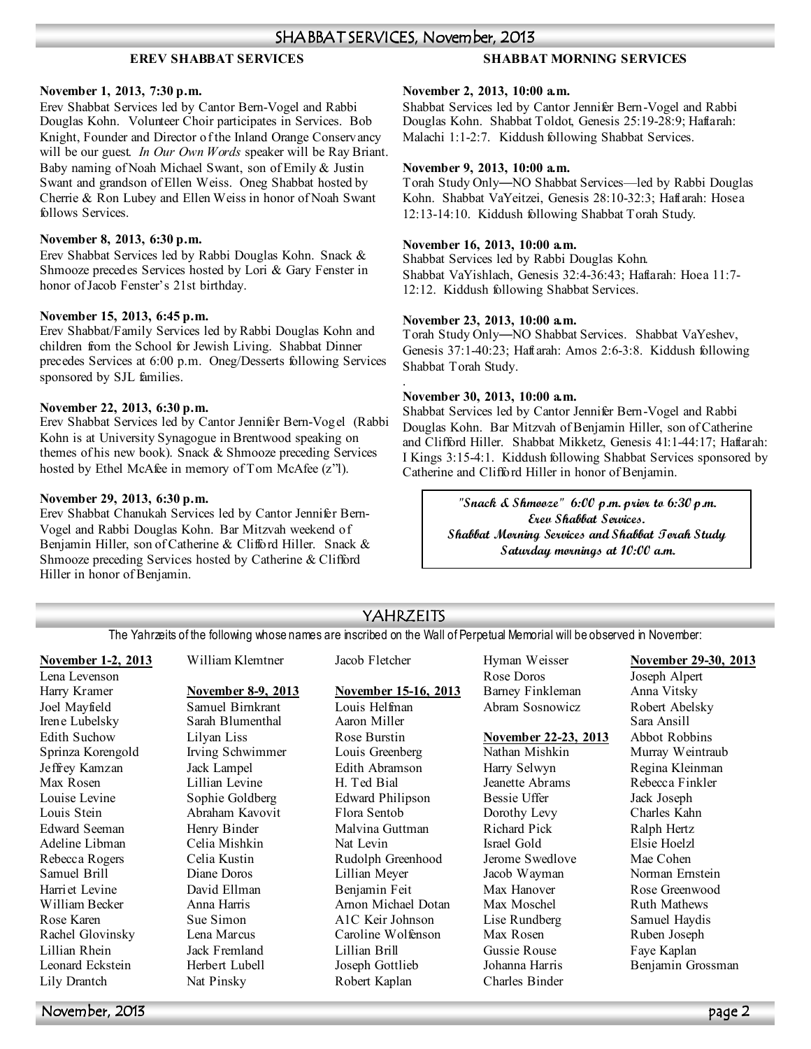# SHABBAT SERVICES, November, 2013

## EREV SHABBAT SERVICES

**November 1, 2013, 7:30 p.m.**
Erev Shabbat Services led by Cantor Bern-Vogel and Rabbi Douglas Kohn. Volunteer Choir participates in Services. Bob Knight, Founder and Director of the Inland Orange Conservancy will be our guest. *In Our Own Words* speaker will be Ray Briant. Baby naming of Noah Michael Swant, son of Emily & Justin Swant and grandson of Ellen Weiss. Oneg Shabbat hosted by Cherrie & Ron Lubey and Ellen Weiss in honor of Noah Swant follows Services.

**November 8, 2013, 6:30 p.m.**
Erev Shabbat Services led by Rabbi Douglas Kohn. Snack & Shmooze precedes Services hosted by Lori & Gary Fenster in honor of Jacob Fenster's 21st birthday.

**November 15, 2013, 6:45 p.m.**
Erev Shabbat/Family Services led by Rabbi Douglas Kohn and children from the School for Jewish Living. Shabbat Dinner precedes Services at 6:00 p.m. Oneg/Desserts following Services sponsored by SJL families.

**November 22, 2013, 6:30 p.m.**
Erev Shabbat Services led by Cantor Jennifer Bern-Vogel (Rabbi Kohn is at University Synagogue in Brentwood speaking on themes of his new book). Snack & Shmooze preceding Services hosted by Ethel McAfee in memory of Tom McAfee (z"l).

**November 29, 2013, 6:30 p.m.**
Erev Shabbat Chanukah Services led by Cantor Jennifer Bern-Vogel and Rabbi Douglas Kohn. Bar Mitzvah weekend of Benjamin Hiller, son of Catherine & Clifford Hiller. Snack & Shmooze preceding Services hosted by Catherine & Clifford Hiller in honor of Benjamin.

## SHABBAT MORNING SERVICES

**November 2, 2013, 10:00 a.m.**
Shabbat Services led by Cantor Jennifer Bern-Vogel and Rabbi Douglas Kohn. Shabbat Toldot, Genesis 25:19-28:9; Haftarah: Malachi 1:1-2:7. Kiddush following Shabbat Services.

**November 9, 2013, 10:00 a.m.**
Torah Study Only—NO Shabbat Services—led by Rabbi Douglas Kohn. Shabbat VaYeitzei, Genesis 28:10-32:3; Haftarah: Hosea 12:13-14:10. Kiddush following Shabbat Torah Study.

**November 16, 2013, 10:00 a.m.**
Shabbat Services led by Rabbi Douglas Kohn. Shabbat VaYishlach, Genesis 32:4-36:43; Haftarah: Hoea 11:7-12:12. Kiddush following Shabbat Services.

**November 23, 2013, 10:00 a.m.**
Torah Study Only—NO Shabbat Services. Shabbat VaYeshev, Genesis 37:1-40:23; Haftarah: Amos 2:6-3:8. Kiddush following Shabbat Torah Study.

**November 30, 2013, 10:00 a.m.**
Shabbat Services led by Cantor Jennifer Bern-Vogel and Rabbi Douglas Kohn. Bar Mitzvah of Benjamin Hiller, son of Catherine and Clifford Hiller. Shabbat Mikketz, Genesis 41:1-44:17; Haftarah: I Kings 3:15-4:1. Kiddush following Shabbat Services sponsored by Catherine and Clifford Hiller in honor of Benjamin.

> ***"Snack & Shmooze" 6:00 p.m. prior to 6:30 p.m. Erev Shabbat Services.***
> ***Shabbat Morning Services and Shabbat Torah Study Saturday mornings at 10:00 a.m.***

# YAHRZEITS

The Yahrzeits of the following whose names are inscribed on the Wall of Perpetual Memorial will be observed in November:

**November 1-2, 2013**
Lena Levenson
Harry Kramer
Joel Mayfield
Irene Lubelsky
Edith Suchow
Sprinza Korengold
Jeffrey Kamzan
Max Rosen
Louise Levine
Louis Stein
Edward Seeman
Adeline Libman
Rebecca Rogers
Samuel Brill
Harriet Levine
William Becker
Rose Karen
Rachel Glovinsky
Lillian Rhein
Leonard Eckstein
Lily Drantch
William Klemtner

**November 8-9, 2013**
Samuel Birnkrant
Sarah Blumenthal
Lilyan Liss
Irving Schwimmer
Jack Lampel
Lillian Levine
Sophie Goldberg
Abraham Kavovit
Henry Binder
Celia Mishkin
Celia Kustin
Diane Doros
David Ellman
Anna Harris
Sue Simon
Lena Marcus
Jack Fremland
Herbert Lubell
Nat Pinsky
Jacob Fletcher

**November 15-16, 2013**
Louis Helfman
Aaron Miller
Rose Burstin
Louis Greenberg
Edith Abramson
H. Ted Bial
Edward Philipson
Flora Sentob
Malvina Guttman
Nat Levin
Rudolph Greenhood
Lillian Meyer
Benjamin Feit
Arnon Michael Dotan
A1C Keir Johnson
Caroline Wolfenson
Lillian Brill
Joseph Gottlieb
Robert Kaplan
Hyman Weisser
Rose Doros
Barney Finkleman
Abram Sosnowicz

**November 22-23, 2013**
Nathan Mishkin
Harry Selwyn
Jeanette Abrams
Bessie Uffer
Dorothy Levy
Richard Pick
Israel Gold
Jerome Swedlove
Jacob Wayman
Max Hanover
Max Moschel
Lise Rundberg
Max Rosen
Gussie Rouse
Johanna Harris
Charles Binder

**November 29-30, 2013**
Joseph Alpert
Anna Vitsky
Robert Abelsky
Sara Ansill
Abbot Robbins
Murray Weintraub
Regina Kleinman
Rebecca Finkler
Jack Joseph
Charles Kahn
Ralph Hertz
Elsie Hoelzl
Mae Cohen
Norman Ernstein
Rose Greenwood
Ruth Mathews
Samuel Haydis
Ruben Joseph
Faye Kaplan
Benjamin Grossman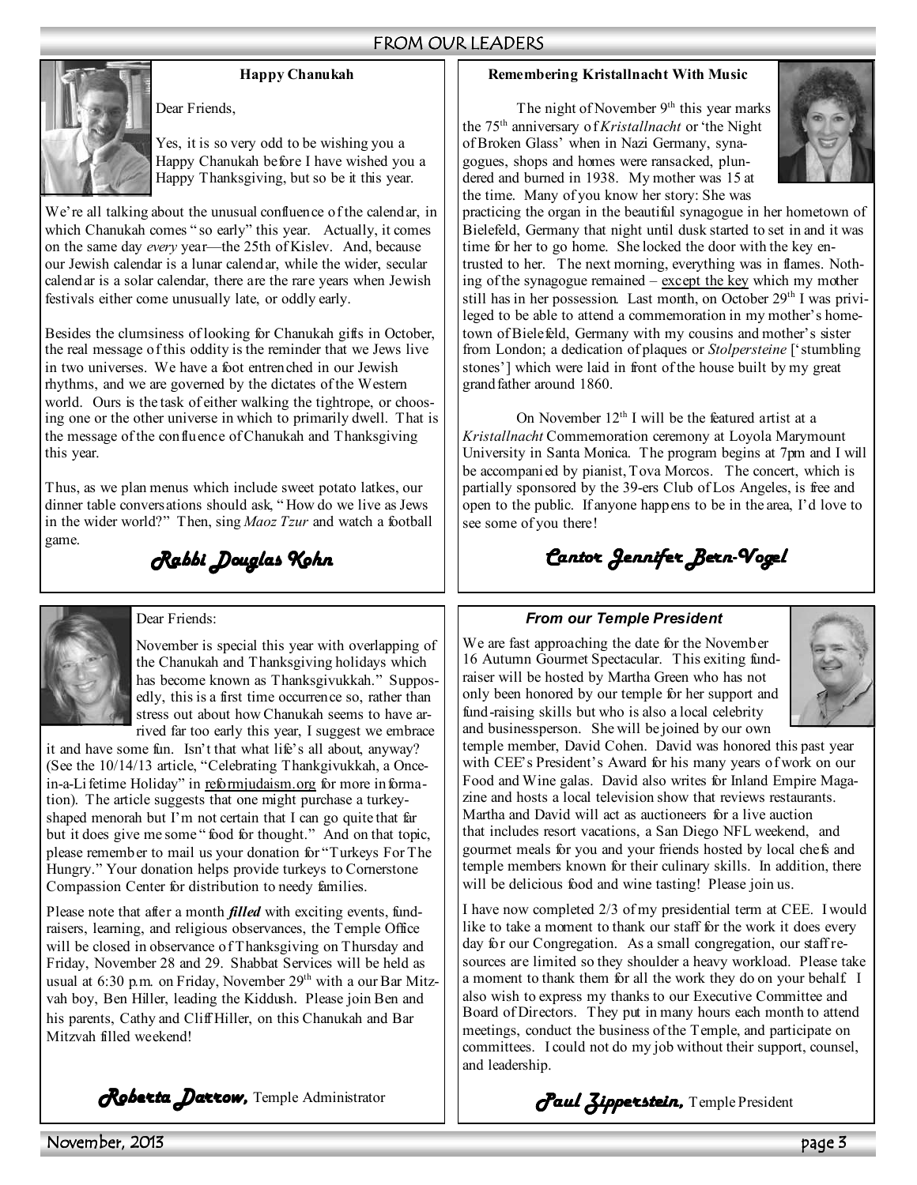## FROM OUR LEADERS

### Happy Chanukah

Dear Friends,

Yes, it is so very odd to be wishing you a Happy Chanukah before I have wished you a Happy Thanksgiving, but so be it this year.

We're all talking about the unusual confluence of the calendar, in which Chanukah comes "so early" this year. Actually, it comes on the same day *every* year—the 25th of Kislev. And, because our Jewish calendar is a lunar calendar, while the wider, secular calendar is a solar calendar, there are the rare years when Jewish festivals either come unusually late, or oddly early.

Besides the clumsiness of looking for Chanukah gifts in October, the real message of this oddity is the reminder that we Jews live in two universes. We have a foot entrenched in our Jewish rhythms, and we are governed by the dictates of the Western world. Ours is the task of either walking the tightrope, or choosing one or the other universe in which to primarily dwell. That is the message of the confluence of Chanukah and Thanksgiving this year.

Thus, as we plan menus which include sweet potato latkes, our dinner table conversations should ask, "How do we live as Jews in the wider world?" Then, sing *Maoz Tzur* and watch a football game.

*Rabbi Douglas Kohn*

### Remembering Kristallnacht With Music

The night of November 9th this year marks the 75th anniversary of *Kristallnacht* or 'the Night of Broken Glass' when in Nazi Germany, synagogues, shops and homes were ransacked, plundered and burned in 1938. My mother was 15 at the time. Many of you know her story: She was practicing the organ in the beautiful synagogue in her hometown of Bielefeld, Germany that night until dusk started to set in and it was time for her to go home. She locked the door with the key entrusted to her. The next morning, everything was in flames. Nothing of the synagogue remained – except the key which my mother still has in her possession. Last month, on October 29th I was privileged to be able to attend a commemoration in my mother's hometown of Bielefeld, Germany with my cousins and mother's sister from London; a dedication of plaques or *Stolpersteine* ['stumbling stones'] which were laid in front of the house built by my great grandfather around 1860.

On November 12th I will be the featured artist at a *Kristallnacht* Commemoration ceremony at Loyola Marymount University in Santa Monica. The program begins at 7pm and I will be accompanied by pianist, Tova Morcos. The concert, which is partially sponsored by the 39-ers Club of Los Angeles, is free and open to the public. If anyone happens to be in the area, I'd love to see some of you there!

*Cantor Jennifer Bern-Vogel*

---

Dear Friends:

November is special this year with overlapping of the Chanukah and Thanksgiving holidays which has become known as Thanksgivukkah." Supposedly, this is a first time occurrence so, rather than stress out about how Chanukah seems to have arrived far too early this year, I suggest we embrace it and have some fun. Isn't that what life's all about, anyway? (See the 10/14/13 article, "Celebrating Thankgivukkah, a Once-in-a-Lifetime Holiday" in reformjudaism.org for more information). The article suggests that one might purchase a turkey-shaped menorah but I'm not certain that I can go quite that far but it does give me some "food for thought." And on that topic, please remember to mail us your donation for "Turkeys For The Hungry." Your donation helps provide turkeys to Cornerstone Compassion Center for distribution to needy families.

Please note that after a month ***filled*** with exciting events, fundraisers, learning, and religious observances, the Temple Office will be closed in observance of Thanksgiving on Thursday and Friday, November 28 and 29. Shabbat Services will be held as usual at 6:30 p.m. on Friday, November 29th with our Bar Mitzvah boy, Ben Hiller, leading the Kiddush. Please join Ben and his parents, Cathy and Cliff Hiller, on this Chanukah and Bar Mitzvah filled weekend!

*Roberta Darrow,* Temple Administrator

### *From our Temple President*

We are fast approaching the date for the November 16 Autumn Gourmet Spectacular. This exiting fundraiser will be hosted by Martha Green who has not only been honored by our temple for her support and fund-raising skills but who is also a local celebrity and businessperson. She will be joined by our own temple member, David Cohen. David was honored this past year with CEE's President's Award for his many years of work on our Food and Wine galas. David also writes for Inland Empire Magazine and hosts a local television show that reviews restaurants. Martha and David will act as auctioneers for a live auction that includes resort vacations, a San Diego NFL weekend, and gourmet meals for you and your friends hosted by local chefs and temple members known for their culinary skills. In addition, there will be delicious food and wine tasting! Please join us.

I have now completed 2/3 of my presidential term at CEE. I would like to take a moment to thank our staff for the work it does every day for our Congregation. As a small congregation, our staff resources are limited so they shoulder a heavy workload. Please take a moment to thank them for all the work they do on your behalf. I also wish to express my thanks to our Executive Committee and Board of Directors. They put in many hours each month to attend meetings, conduct the business of the Temple, and participate on committees. I could not do my job without their support, counsel, and leadership.

*Paul Zipperstein,* Temple President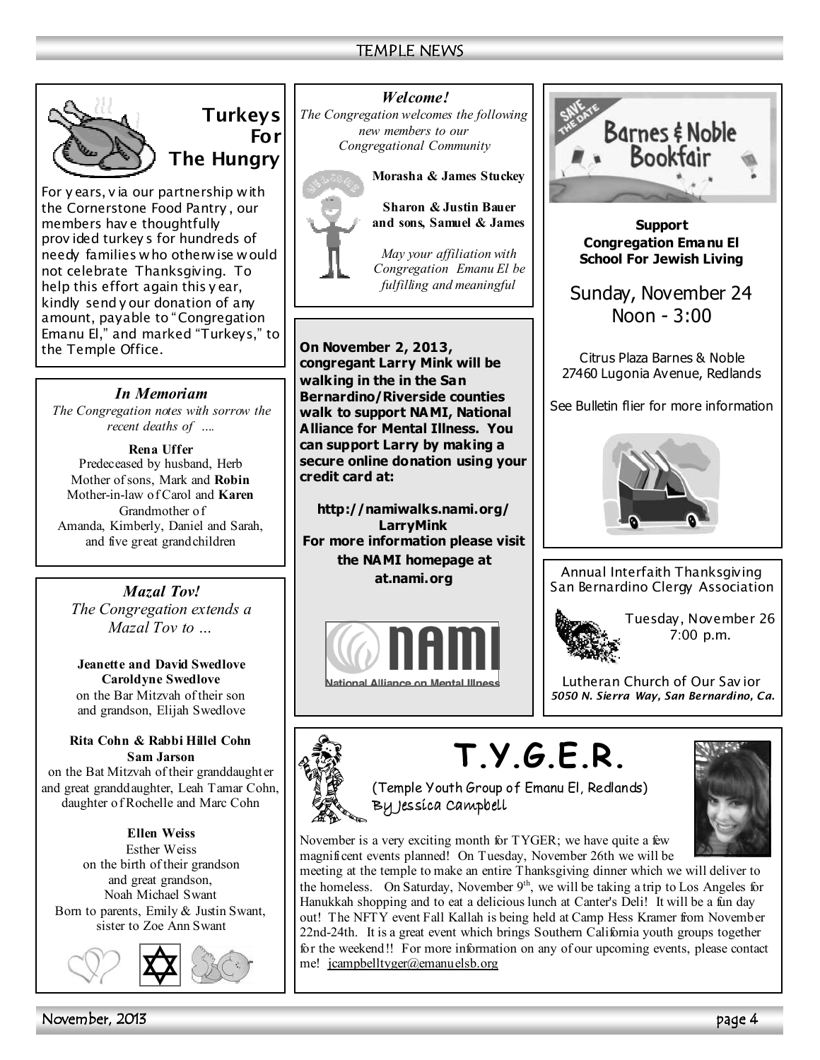## Turkeys For The Hungry

For years, via our partnership with the Cornerstone Food Pantry, our members have thoughtfully provided turkeys for hundreds of needy families who otherwise would not celebrate Thanksgiving. To help this effort again this year, kindly send your donation of any amount, payable to "Congregation Emanu El," and marked "Turkeys," to the Temple Office.

### *In Memoriam*

*The Congregation notes with sorrow the recent deaths of ….*

**Rena Uffer**
Predeceased by husband, Herb
Mother of sons, Mark and **Robin**
Mother-in-law of Carol and **Karen**
Grandmother of
Amanda, Kimberly, Daniel and Sarah,
and five great grandchildren

### *Mazal Tov!*

*The Congregation extends a Mazal Tov to …*

**Jeanette and David Swedlove**
**Caroldyne Swedlove**
on the Bar Mitzvah of their son and grandson, Elijah Swedlove

**Rita Cohn & Rabbi Hillel Cohn**
**Sam Jarson**
on the Bat Mitzvah of their granddaughter and great granddaughter, Leah Tamar Cohn, daughter of Rochelle and Marc Cohn

**Ellen Weiss**
Esther Weiss
on the birth of their grandson and great grandson,
Noah Michael Swant
Born to parents, Emily & Justin Swant,
sister to Zoe Ann Swant

### *Welcome!*

*The Congregation welcomes the following new members to our Congregational Community*

**Morasha & James Stuckey**

**Sharon & Justin Bauer and sons, Samuel & James**

*May your affiliation with Congregation Emanu El be fulfilling and meaningful*

**On November 2, 2013, congregant Larry Mink will be walking in the in the San Bernardino/Riverside counties walk to support NAMI, National Alliance for Mental Illness. You can support Larry by making a secure online donation using your credit card at:**

**http://namiwalks.nami.org/LarryMink**
**For more information please visit the NAMI homepage at at.nami.org**

NAMI National Alliance on Mental Illness

## Save the Date: Barnes & Noble Bookfair

**Support Congregation Emanu El School For Jewish Living**

Sunday, November 24
Noon - 3:00

Citrus Plaza Barnes & Noble
27460 Lugonia Avenue, Redlands

See Bulletin flier for more information

### Annual Interfaith Thanksgiving San Bernardino Clergy Association

Tuesday, November 26
7:00 p.m.

Lutheran Church of Our Savior
***5050 N. Sierra Way, San Bernardino, Ca.***

## T.Y.G.E.R.

(Temple Youth Group of Emanu El, Redlands)
By Jessica Campbell

November is a very exciting month for TYGER; we have quite a few magnificent events planned! On Tuesday, November 26th we will be meeting at the temple to make an entire Thanksgiving dinner which we will deliver to the homeless. On Saturday, November 9th, we will be taking a trip to Los Angeles for Hanukkah shopping and to eat a delicious lunch at Canter's Deli! It will be a fun day out! The NFTY event Fall Kallah is being held at Camp Hess Kramer from November 22nd-24th. It is a great event which brings Southern California youth groups together for the weekend!! For more information on any of our upcoming events, please contact me! jcampbelltyger@emanuelsb.org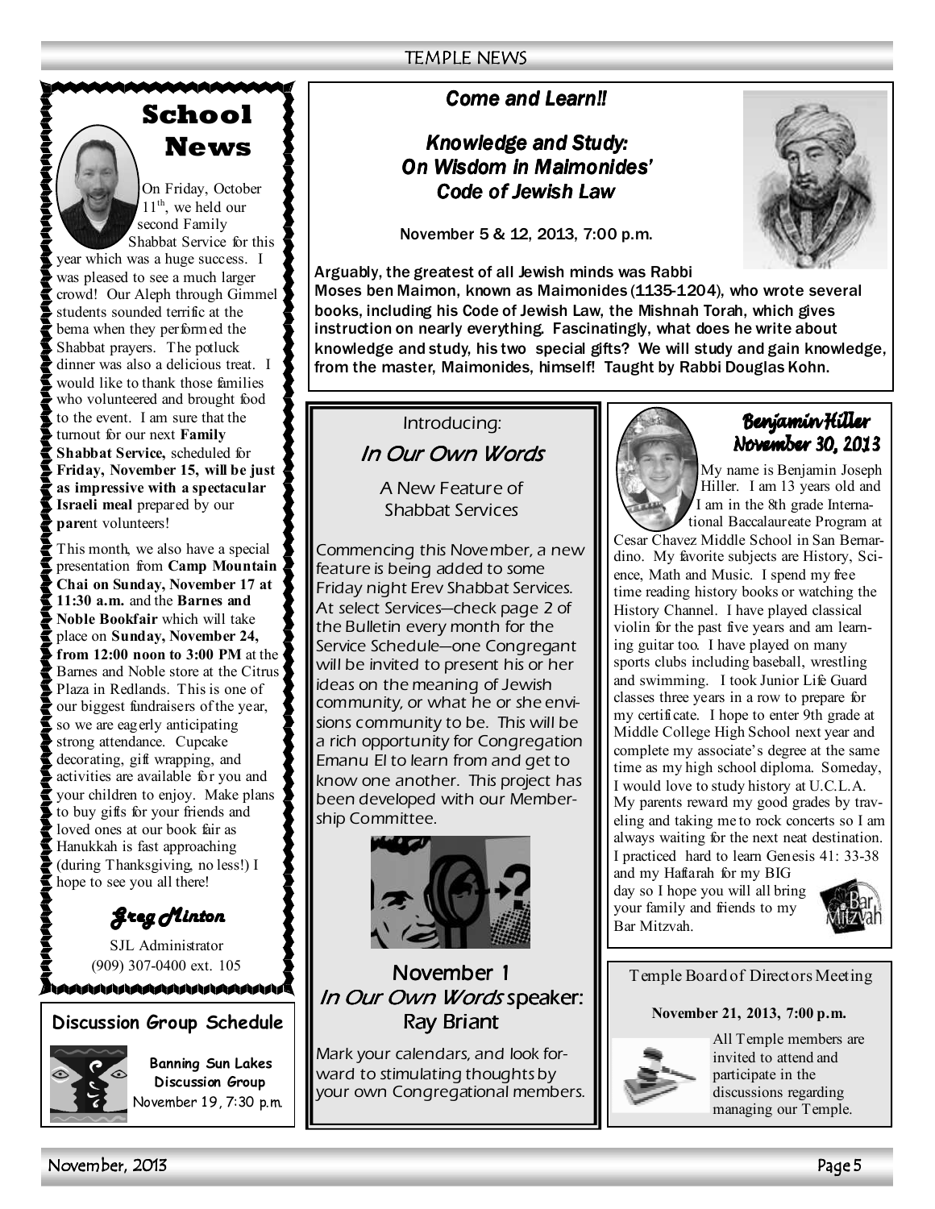## School News

On Friday, October 11th, we held our second Family Shabbat Service for this year which was a huge success. I was pleased to see a much larger crowd! Our Aleph through Gimmel students sounded terrific at the bema when they performed the Shabbat prayers. The potluck dinner was also a delicious treat. I would like to thank those families who volunteered and brought food to the event. I am sure that the turnout for our next **Family Shabbat Service,** scheduled for **Friday, November 15, will be just as impressive with a spectacular Israeli meal** prepared by our **pare**nt volunteers!

This month, we also have a special presentation from **Camp Mountain Chai on Sunday, November 17 at 11:30 a.m.** and the **Barnes and Noble Bookfair** which will take place on **Sunday, November 24, from 12:00 noon to 3:00 PM** at the Barnes and Noble store at the Citrus Plaza in Redlands. This is one of our biggest fundraisers of the year, so we are eagerly anticipating strong attendance. Cupcake decorating, gift wrapping, and activities are available for you and your children to enjoy. Make plans to buy gifts for your friends and loved ones at our book fair as Hanukkah is fast approaching (during Thanksgiving, no less!) I hope to see you all there!

*Greg Minton*

SJL Administrator
(909) 307-0400 ext. 105

## Discussion Group Schedule

**Banning Sun Lakes Discussion Group**
November 19, 7:30 p.m.

## *Come and Learn!!*

### *Knowledge and Study: On Wisdom in Maimonides' Code of Jewish Law*

November 5 & 12, 2013, 7:00 p.m.

Arguably, the greatest of all Jewish minds was Rabbi Moses ben Maimon, known as Maimonides (1135-1204), who wrote several books, including his Code of Jewish Law, the Mishnah Torah, which gives instruction on nearly everything. Fascinatingly, what does he write about knowledge and study, his two special gifts? We will study and gain knowledge, from the master, Maimonides, himself! Taught by Rabbi Douglas Kohn.

Introducing:

## *In Our Own Words*

A New Feature of Shabbat Services

Commencing this November, a new feature is being added to some Friday night Erev Shabbat Services. At select Services—check page 2 of the Bulletin every month for the Service Schedule—one Congregant will be invited to present his or her ideas on the meaning of Jewish community, or what he or she envisions community to be. This will be a rich opportunity for Congregation Emanu El to learn from and get to know one another. This project has been developed with our Membership Committee.

### November 1 *In Our Own Words* speaker: Ray Briant

Mark your calendars, and look forward to stimulating thoughts by your own Congregational members.

## *Benjamin Hiller* *November 30, 2013*

My name is Benjamin Joseph Hiller. I am 13 years old and I am in the 8th grade International Baccalaureate Program at Cesar Chavez Middle School in San Bernardino. My favorite subjects are History, Science, Math and Music. I spend my free time reading history books or watching the History Channel. I have played classical violin for the past five years and am learning guitar too. I have played on many sports clubs including baseball, wrestling and swimming. I took Junior Life Guard classes three years in a row to prepare for my certificate. I hope to enter 9th grade at Middle College High School next year and complete my associate's degree at the same time as my high school diploma. Someday, I would love to study history at U.C.L.A. My parents reward my good grades by traveling and taking me to rock concerts so I am always waiting for the next neat destination. I practiced hard to learn Genesis 41: 33-38 and my Haftarah for my BIG day so I hope you will all bring your family and friends to my Bar Mitzvah.

### Temple Board of Directors Meeting

**November 21, 2013, 7:00 p.m.**

All Temple members are invited to attend and participate in the discussions regarding managing our Temple.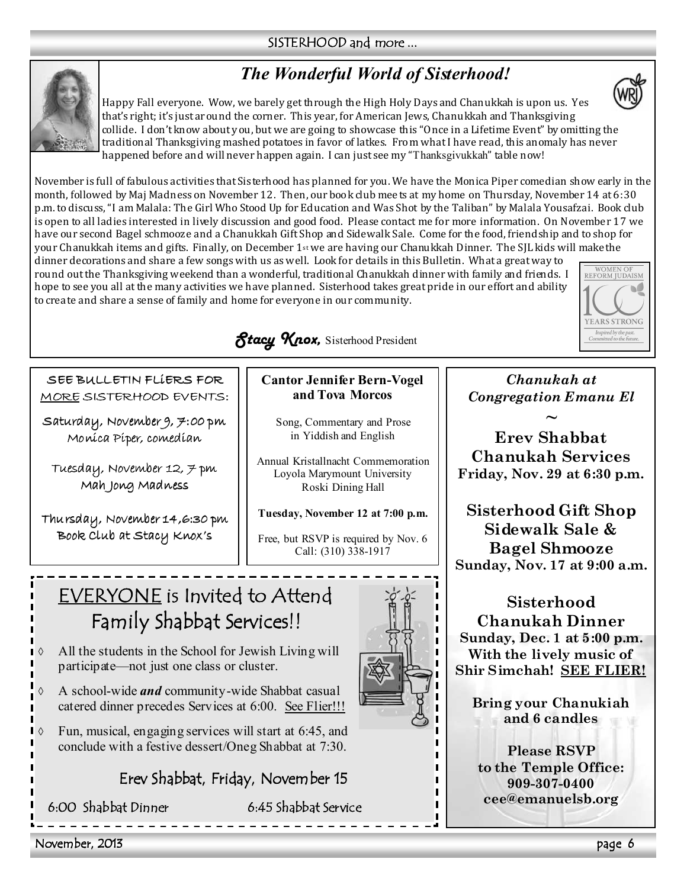# The Wonderful World of Sisterhood!

Happy Fall everyone. Wow, we barely get through the High Holy Days and Chanukkah is upon us. Yes that's right; it's just around the corner. This year, for American Jews, Chanukkah and Thanksgiving collide. I don't know about you, but we are going to showcase this "Once in a Lifetime Event" by omitting the traditional Thanksgiving mashed potatoes in favor of latkes. From what I have read, this anomaly has never happened before and will never happen again. I can just see my "Thanksgivukkah" table now!

November is full of fabulous activities that Sisterhood has planned for you. We have the Monica Piper comedian show early in the month, followed by Maj Madness on November 12. Then, our book club meets at my home on Thursday, November 14 at 6:30 p.m. to discuss, "I am Malala: The Girl Who Stood Up for Education and Was Shot by the Taliban" by Malala Yousafzai. Book club is open to all ladies interested in lively discussion and good food. Please contact me for more information. On November 17 we have our second Bagel schmooze and a Chanukkah Gift Shop and Sidewalk Sale. Come for the food, friendship and to shop for your Chanukkah items and gifts. Finally, on December 1st we are having our Chanukkah Dinner. The SJL kids will make the dinner decorations and share a few songs with us as well. Look for details in this Bulletin. What a great way to round out the Thanksgiving weekend than a wonderful, traditional Chanukkah dinner with family and friends. I hope to see you all at the many activities we have planned. Sisterhood takes great pride in our effort and ability to create and share a sense of family and home for everyone in our community.

***Stacy Knox,*** Sisterhood President

---

SEE BULLETIN FLIERS FOR MORE SISTERHOOD EVENTS:

Saturday, November 9, 7:00 pm
Monica Piper, comedian

Tuesday, November 12, 7 pm
Mah Jong Madness

Thursday, November 14, 6:30 pm
Book Club at Stacy Knox's

---

**Cantor Jennifer Bern-Vogel and Tova Morcos**

Song, Commentary and Prose in Yiddish and English

Annual Kristallnacht Commemoration
Loyola Marymount University
Roski Dining Hall

**Tuesday, November 12 at 7:00 p.m.**

Free, but RSVP is required by Nov. 6
Call: (310) 338-1917

---

## EVERYONE is Invited to Attend Family Shabbat Services!!

- All the students in the School for Jewish Living will participate—not just one class or cluster.
- A school-wide ***and*** community-wide Shabbat casual catered dinner precedes Services at 6:00. See Flier!!!
- Fun, musical, engaging services will start at 6:45, and conclude with a festive dessert/Oneg Shabbat at 7:30.

Erev Shabbat, Friday, November 15

6:00 Shabbat Dinner — 6:45 Shabbat Service

---

*Chanukah at Congregation Emanu El*

~

**Erev Shabbat Chanukah Services**
**Friday, Nov. 29 at 6:30 p.m.**

**Sisterhood Gift Shop Sidewalk Sale & Bagel Shmooze**
**Sunday, Nov. 17 at 9:00 a.m.**

**Sisterhood Chanukah Dinner**
**Sunday, Dec. 1 at 5:00 p.m.**
**With the lively music of Shir Simchah! SEE FLIER!**

**Bring your Chanukiah and 6 candles**

**Please RSVP to the Temple Office:**
**909-307-0400**
**cee@emanuelsb.org**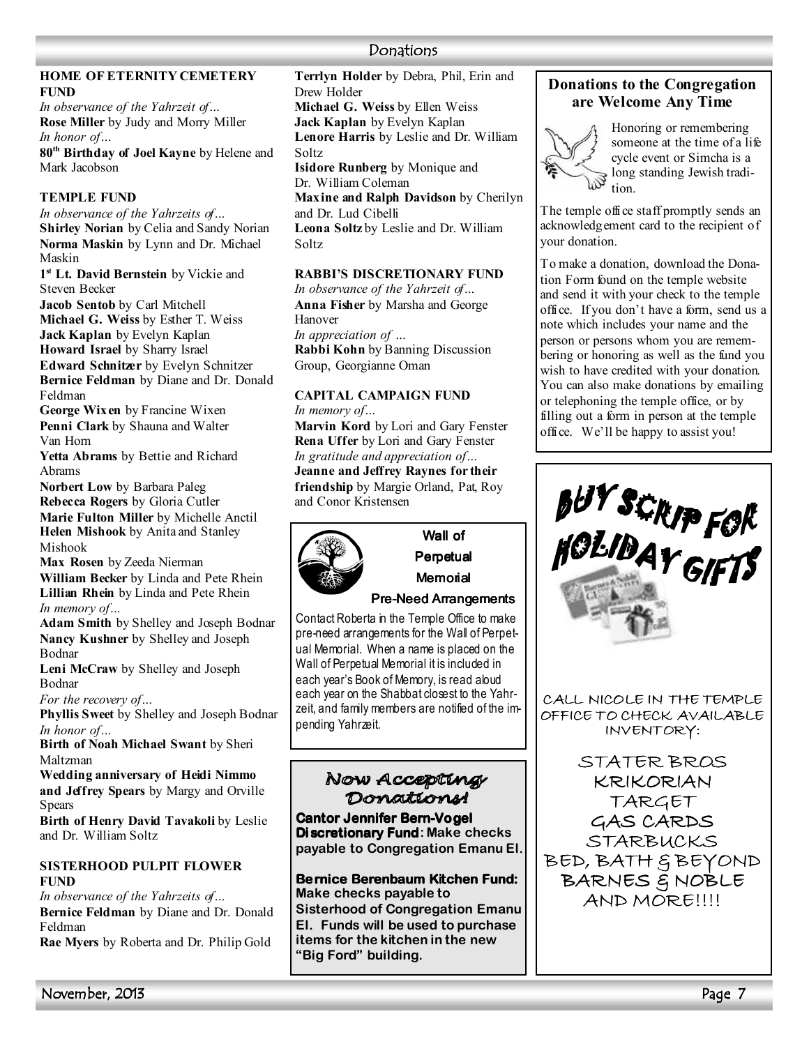## HOME OF ETERNITY CEMETERY FUND

*In observance of the Yahrzeit of…*
**Rose Miller** by Judy and Morry Miller
*In honor of…*
**80th Birthday of Joel Kayne** by Helene and Mark Jacobson

## TEMPLE FUND

*In observance of the Yahrzeits of…*
**Shirley Norian** by Celia and Sandy Norian
**Norma Maskin** by Lynn and Dr. Michael Maskin
**1st Lt. David Bernstein** by Vickie and Steven Becker
**Jacob Sentob** by Carl Mitchell
**Michael G. Weiss** by Esther T. Weiss
**Jack Kaplan** by Evelyn Kaplan
**Howard Israel** by Sharry Israel
**Edward Schnitzer** by Evelyn Schnitzer
**Bernice Feldman** by Diane and Dr. Donald Feldman
**George Wixen** by Francine Wixen
**Penni Clark** by Shauna and Walter Van Horn
**Yetta Abrams** by Bettie and Richard Abrams
**Norbert Low** by Barbara Paleg
**Rebecca Rogers** by Gloria Cutler
**Marie Fulton Miller** by Michelle Anctil
**Helen Mishook** by Anita and Stanley Mishook
**Max Rosen** by Zeeda Nierman
**William Becker** by Linda and Pete Rhein
**Lillian Rhein** by Linda and Pete Rhein
*In memory of…*
**Adam Smith** by Shelley and Joseph Bodnar
**Nancy Kushner** by Shelley and Joseph Bodnar
**Leni McCraw** by Shelley and Joseph Bodnar
*For the recovery of…*
**Phyllis Sweet** by Shelley and Joseph Bodnar
*In honor of…*
**Birth of Noah Michael Swant** by Sheri Maltzman
**Wedding anniversary of Heidi Nimmo and Jeffrey Spears** by Margy and Orville Spears
**Birth of Henry David Tavakoli** by Leslie and Dr. William Soltz

## SISTERHOOD PULPIT FLOWER FUND

*In observance of the Yahrzeits of…*
**Bernice Feldman** by Diane and Dr. Donald Feldman
**Rae Myers** by Roberta and Dr. Philip Gold
**Terrlyn Holder** by Debra, Phil, Erin and Drew Holder
**Michael G. Weiss** by Ellen Weiss
**Jack Kaplan** by Evelyn Kaplan
**Lenore Harris** by Leslie and Dr. William Soltz
**Isidore Runberg** by Monique and Dr. William Coleman
**Maxine and Ralph Davidson** by Cherilyn and Dr. Lud Cibelli
**Leona Soltz** by Leslie and Dr. William Soltz

## RABBI'S DISCRETIONARY FUND

*In observance of the Yahrzeit of…*
**Anna Fisher** by Marsha and George Hanover
*In appreciation of …*
**Rabbi Kohn** by Banning Discussion Group, Georgianne Oman

## CAPITAL CAMPAIGN FUND

*In memory of…*
**Marvin Kord** by Lori and Gary Fenster
**Rena Uffer** by Lori and Gary Fenster
*In gratitude and appreciation of…*
**Jeanne and Jeffrey Raynes for their friendship** by Margie Orland, Pat, Roy and Conor Kristensen

### Wall of Perpetual Memorial Pre-Need Arrangements

Contact Roberta in the Temple Office to make pre-need arrangements for the Wall of Perpetual Memorial. When a name is placed on the Wall of Perpetual Memorial it is included in each year's Book of Memory, is read aloud each year on the Shabbat closest to the Yahrzeit, and family members are notified of the impending Yahrzeit.

### Now Accepting Donations!

**Cantor Jennifer Bern-Vogel Discretionary Fund: Make checks payable to Congregation Emanu El.**

**Bernice Berenbaum Kitchen Fund: Make checks payable to Sisterhood of Congregation Emanu El. Funds will be used to purchase items for the kitchen in the new "Big Ford" building.**

### Donations to the Congregation are Welcome Any Time

Honoring or remembering someone at the time of a life cycle event or Simcha is a long standing Jewish tradition.

The temple office staff promptly sends an acknowledgement card to the recipient of your donation.

To make a donation, download the Donation Form found on the temple website and send it with your check to the temple office. If you don't have a form, send us a note which includes your name and the person or persons whom you are remembering or honoring as well as the fund you wish to have credited with your donation. You can also make donations by emailing or telephoning the temple office, or by filling out a form in person at the temple office. We'll be happy to assist you!

### BUY SCRIP FOR HOLIDAY GIFTS

CALL NICOLE IN THE TEMPLE OFFICE TO CHECK AVAILABLE INVENTORY:

STATER BROS
KRIKORIAN
TARGET
GAS CARDS
STARBUCKS
BED, BATH & BEYOND
BARNES & NOBLE
AND MORE!!!!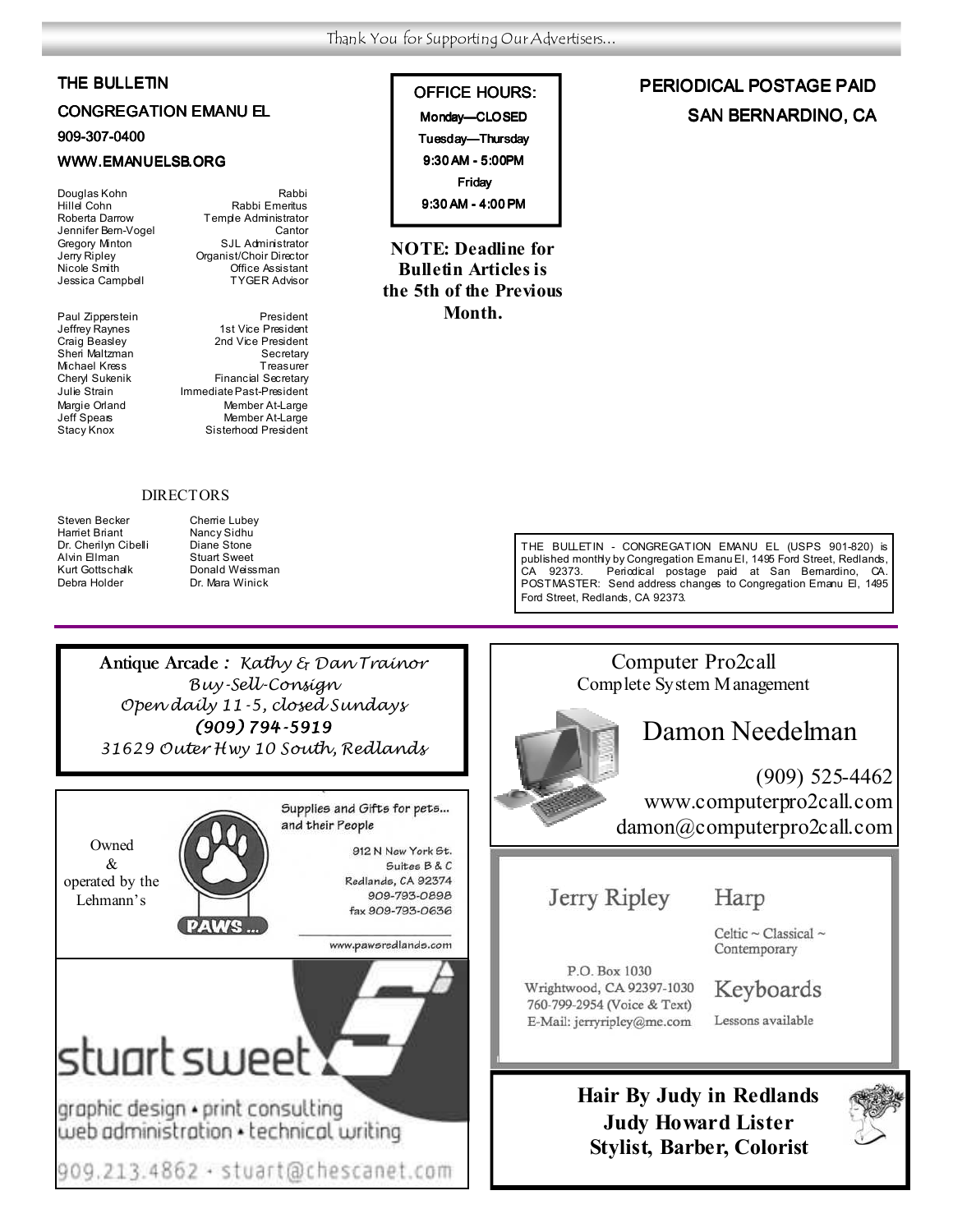Thank You for Supporting Our Advertisers...

**THE BULLETIN**

**CONGREGATION EMANU EL**

**909-307-0400**

**WWW.EMANUELSB.ORG**

| | |
|---|---|
| Douglas Kohn | Rabbi |
| Hillel Cohn | Rabbi Emeritus |
| Roberta Darrow | Temple Administrator |
| Jennifer Bern-Vogel | Cantor |
| Gregory Minton | SJL Administrator |
| Jerry Ripley | Organist/Choir Director |
| Nicole Smith | Office Assistant |
| Jessica Campbell | TYGER Advisor |

| | |
|---|---|
| Paul Zipperstein | President |
| Jeffrey Raynes | 1st Vice President |
| Craig Beasley | 2nd Vice President |
| Sheri Maltzman | Secretary |
| Michael Kress | Treasurer |
| Cheryl Sukenik | Financial Secretary |
| Julie Strain | Immediate Past-President |
| Margie Orland | Member At-Large |
| Jeff Spears | Member At-Large |
| Stacy Knox | Sisterhood President |

DIRECTORS

| | |
|---|---|
| Steven Becker | Cherrie Lubey |
| Harriet Briant | Nancy Sidhu |
| Dr. Cherilyn Cibelli | Diane Stone |
| Alvin Ellman | Stuart Sweet |
| Kurt Gottschalk | Donald Weissman |
| Debra Holder | Dr. Mara Winick |

**OFFICE HOURS:**

**Monday—CLOSED**
**Tuesday—Thursday**
**9:30 AM - 5:00PM**
**Friday**
**9:30 AM - 4:00 PM**

**NOTE: Deadline for Bulletin Articles is the 5th of the Previous Month.**

**PERIODICAL POSTAGE PAID**
**SAN BERNARDINO, CA**

THE BULLETIN - CONGREGATION EMANU EL (USPS 901-820) is published monthly by Congregation Emanu El, 1495 Ford Street, Redlands, CA 92373. Periodical postage paid at San Bernardino, CA. POSTMASTER: Send address changes to Congregation Emanu El, 1495 Ford Street, Redlands, CA 92373.

---

**Antique Arcade :** *Kathy & Dan Trainor*
*Buy-Sell-Consign*
*Open daily 11-5, closed Sundays*
*(909) 794-5919*
*31629 Outer Hwy 10 South, Redlands*

Computer Pro2call
Complete System Management
Damon Needelman
(909) 525-4462
www.computerpro2call.com
damon@computerpro2call.com

Owned & operated by the Lehmann's
PAWS...
Supplies and Gifts for pets... and their People
912 N New York St.
Suites B & C
Redlands, CA 92374
909-793-0898
fax 909-793-0636
www.pawsredlands.com

Jerry Ripley
P.O. Box 1030
Wrightwood, CA 92397-1030
760-799-2954 (Voice & Text)
E-Mail: jerryripley@me.com
Harp
Celtic ~ Classical ~ Contemporary
Keyboards
Lessons available

stuart sweet
graphic design • print consulting
web administration • technical writing
909.213.4862 · stuart@chescanet.com

**Hair By Judy in Redlands**
**Judy Howard Lister**
**Stylist, Barber, Colorist**